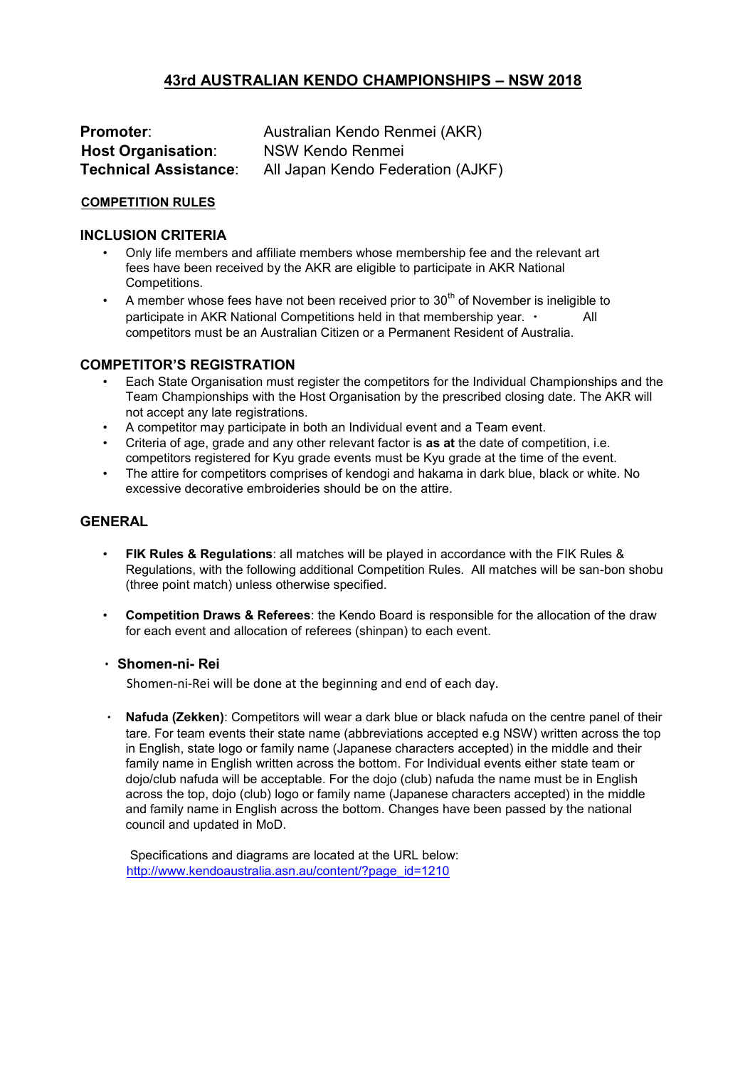# 43rd AUSTRALIAN KENDO CHAMPIONSHIPS – NSW 2018

**Promoter**: Australian Kendo Renmei (AKR)
**Host Organisation**: NSW Kendo Renmei
**Technical Assistance**: All Japan Kendo Federation (AJKF)

## COMPETITION RULES

### INCLUSION CRITERIA

- Only life members and affiliate members whose membership fee and the relevant art fees have been received by the AKR are eligible to participate in AKR National Competitions.
- A member whose fees have not been received prior to 30th of November is ineligible to participate in AKR National Competitions held in that membership year.
- All competitors must be an Australian Citizen or a Permanent Resident of Australia.

### COMPETITOR'S REGISTRATION

- Each State Organisation must register the competitors for the Individual Championships and the Team Championships with the Host Organisation by the prescribed closing date. The AKR will not accept any late registrations.
- A competitor may participate in both an Individual event and a Team event.
- Criteria of age, grade and any other relevant factor is **as at** the date of competition, i.e. competitors registered for Kyu grade events must be Kyu grade at the time of the event.
- The attire for competitors comprises of kendogi and hakama in dark blue, black or white. No excessive decorative embroideries should be on the attire.

### GENERAL

- **FIK Rules & Regulations**: all matches will be played in accordance with the FIK Rules & Regulations, with the following additional Competition Rules. All matches will be san-bon shobu (three point match) unless otherwise specified.

- **Competition Draws & Referees**: the Kendo Board is responsible for the allocation of the draw for each event and allocation of referees (shinpan) to each event.

- **Shomen-ni- Rei**

  Shomen-ni-Rei will be done at the beginning and end of each day.

- **Nafuda (Zekken)**: Competitors will wear a dark blue or black nafuda on the centre panel of their tare. For team events their state name (abbreviations accepted e.g NSW) written across the top in English, state logo or family name (Japanese characters accepted) in the middle and their family name in English written across the bottom. For Individual events either state team or dojo/club nafuda will be acceptable. For the dojo (club) nafuda the name must be in English across the top, dojo (club) logo or family name (Japanese characters accepted) in the middle and family name in English across the bottom. Changes have been passed by the national council and updated in MoD.

  Specifications and diagrams are located at the URL below:
  http://www.kendoaustralia.asn.au/content/?page_id=1210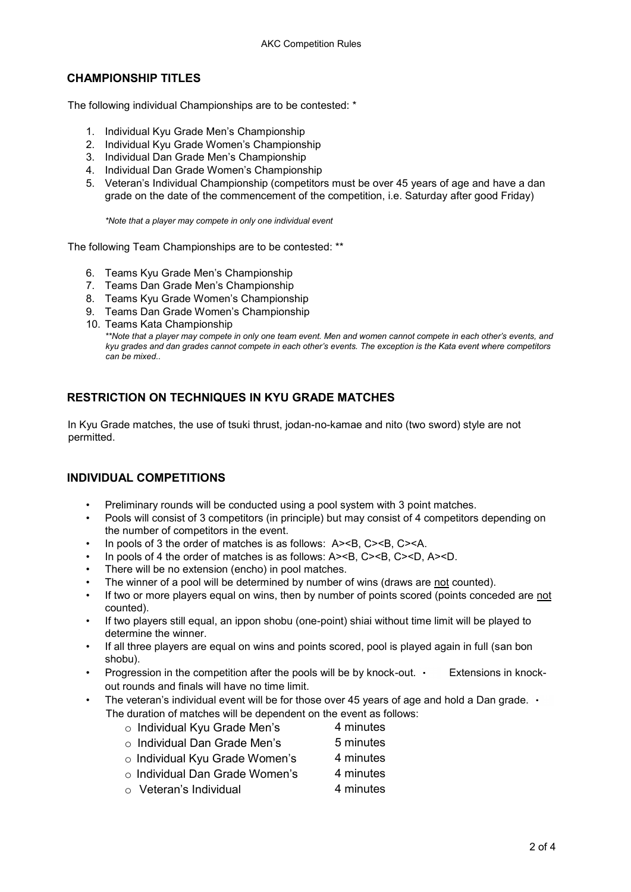## CHAMPIONSHIP TITLES

The following individual Championships are to be contested: *

1. Individual Kyu Grade Men's Championship
2. Individual Kyu Grade Women's Championship
3. Individual Dan Grade Men's Championship
4. Individual Dan Grade Women's Championship
5. Veteran's Individual Championship (competitors must be over 45 years of age and have a dan grade on the date of the commencement of the competition, i.e. Saturday after good Friday)

*\*Note that a player may compete in only one individual event*

The following Team Championships are to be contested: **

6. Teams Kyu Grade Men's Championship
7. Teams Dan Grade Men's Championship
8. Teams Kyu Grade Women's Championship
9. Teams Dan Grade Women's Championship
10. Teams Kata Championship

*\*\*Note that a player may compete in only one team event. Men and women cannot compete in each other's events, and kyu grades and dan grades cannot compete in each other's events. The exception is the Kata event where competitors can be mixed..*

## RESTRICTION ON TECHNIQUES IN KYU GRADE MATCHES

In Kyu Grade matches, the use of tsuki thrust, jodan-no-kamae and nito (two sword) style are not permitted.

## INDIVIDUAL COMPETITIONS

- Preliminary rounds will be conducted using a pool system with 3 point matches.
- Pools will consist of 3 competitors (in principle) but may consist of 4 competitors depending on the number of competitors in the event.
- In pools of 3 the order of matches is as follows: A><B, C><B, C><A.
- In pools of 4 the order of matches is as follows: A><B, C><B, C><D, A><D.
- There will be no extension (encho) in pool matches.
- The winner of a pool will be determined by number of wins (draws are <u>not</u> counted).
- If two or more players equal on wins, then by number of points scored (points conceded are <u>not</u> counted).
- If two players still equal, an ippon shobu (one-point) shiai without time limit will be played to determine the winner.
- If all three players are equal on wins and points scored, pool is played again in full (san bon shobu).
- Progression in the competition after the pools will be by knock-out.
- Extensions in knock-out rounds and finals will have no time limit.
- The veteran's individual event will be for those over 45 years of age and hold a Dan grade.
- The duration of matches will be dependent on the event as follows:
  - Individual Kyu Grade Men's 4 minutes
  - Individual Dan Grade Men's 5 minutes
  - Individual Kyu Grade Women's 4 minutes
  - Individual Dan Grade Women's 4 minutes
  - Veteran's Individual 4 minutes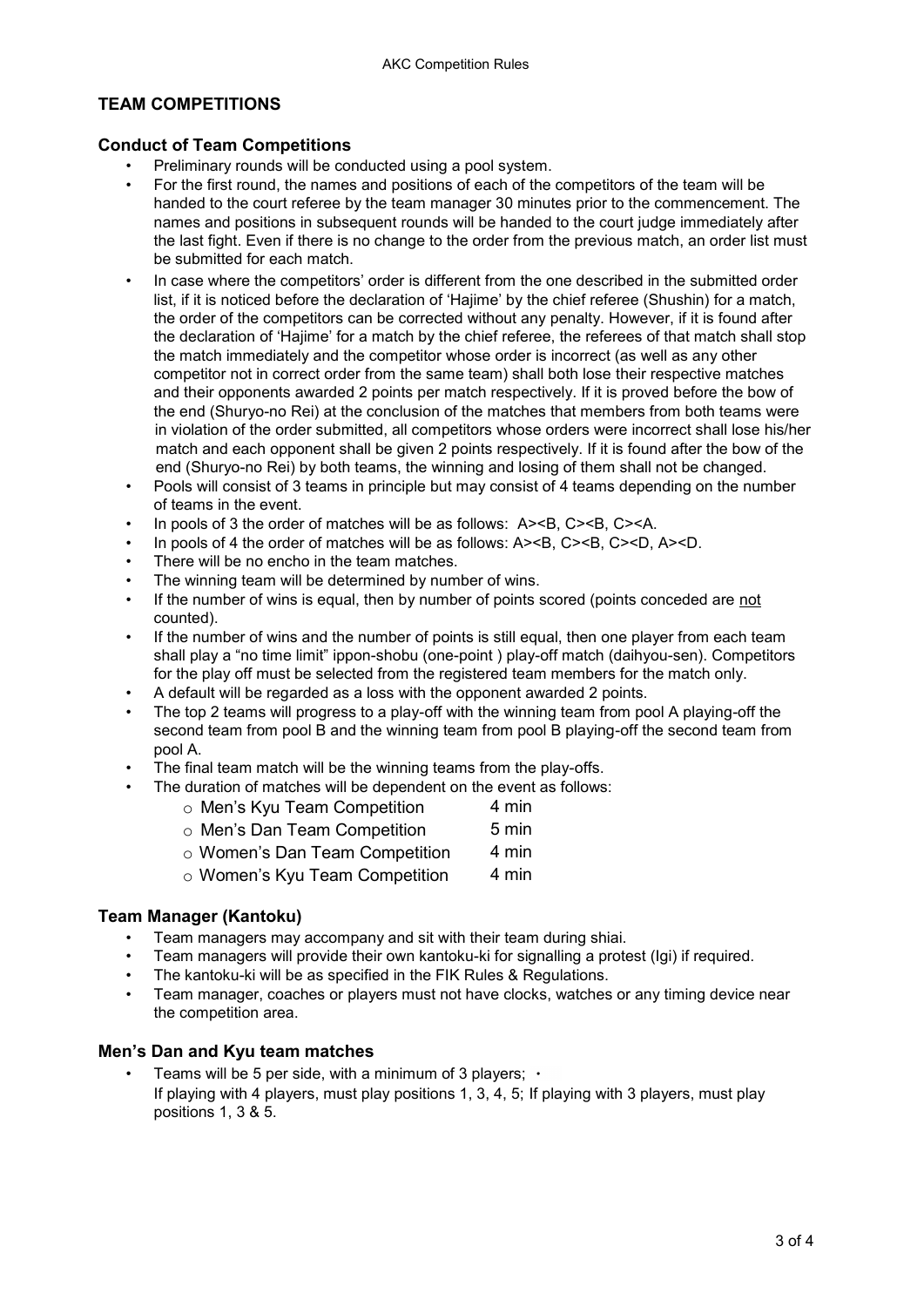## TEAM COMPETITIONS

### Conduct of Team Competitions

- Preliminary rounds will be conducted using a pool system.
- For the first round, the names and positions of each of the competitors of the team will be handed to the court referee by the team manager 30 minutes prior to the commencement. The names and positions in subsequent rounds will be handed to the court judge immediately after the last fight. Even if there is no change to the order from the previous match, an order list must be submitted for each match.
- In case where the competitors' order is different from the one described in the submitted order list, if it is noticed before the declaration of 'Hajime' by the chief referee (Shushin) for a match, the order of the competitors can be corrected without any penalty. However, if it is found after the declaration of 'Hajime' for a match by the chief referee, the referees of that match shall stop the match immediately and the competitor whose order is incorrect (as well as any other competitor not in correct order from the same team) shall both lose their respective matches and their opponents awarded 2 points per match respectively. If it is proved before the bow of the end (Shuryo-no Rei) at the conclusion of the matches that members from both teams were in violation of the order submitted, all competitors whose orders were incorrect shall lose his/her match and each opponent shall be given 2 points respectively. If it is found after the bow of the end (Shuryo-no Rei) by both teams, the winning and losing of them shall not be changed.
- Pools will consist of 3 teams in principle but may consist of 4 teams depending on the number of teams in the event.
- In pools of 3 the order of matches will be as follows: A><B, C><B, C><A.
- In pools of 4 the order of matches will be as follows: A><B, C><B, C><D, A><D.
- There will be no encho in the team matches.
- The winning team will be determined by number of wins.
- If the number of wins is equal, then by number of points scored (points conceded are <u>not</u> counted).
- If the number of wins and the number of points is still equal, then one player from each team shall play a "no time limit" ippon-shobu (one-point ) play-off match (daihyou-sen). Competitors for the play off must be selected from the registered team members for the match only.
- A default will be regarded as a loss with the opponent awarded 2 points.
- The top 2 teams will progress to a play-off with the winning team from pool A playing-off the second team from pool B and the winning team from pool B playing-off the second team from pool A.
- The final team match will be the winning teams from the play-offs.
- The duration of matches will be dependent on the event as follows:
  - Men's Kyu Team Competition 4 min
  - Men's Dan Team Competition 5 min
  - Women's Dan Team Competition 4 min
  - Women's Kyu Team Competition 4 min

### Team Manager (Kantoku)

- Team managers may accompany and sit with their team during shiai.
- Team managers will provide their own kantoku-ki for signalling a protest (Igi) if required.
- The kantoku-ki will be as specified in the FIK Rules & Regulations.
- Team manager, coaches or players must not have clocks, watches or any timing device near the competition area.

### Men's Dan and Kyu team matches

- Teams will be 5 per side, with a minimum of 3 players; •
  If playing with 4 players, must play positions 1, 3, 4, 5; If playing with 3 players, must play positions 1, 3 & 5.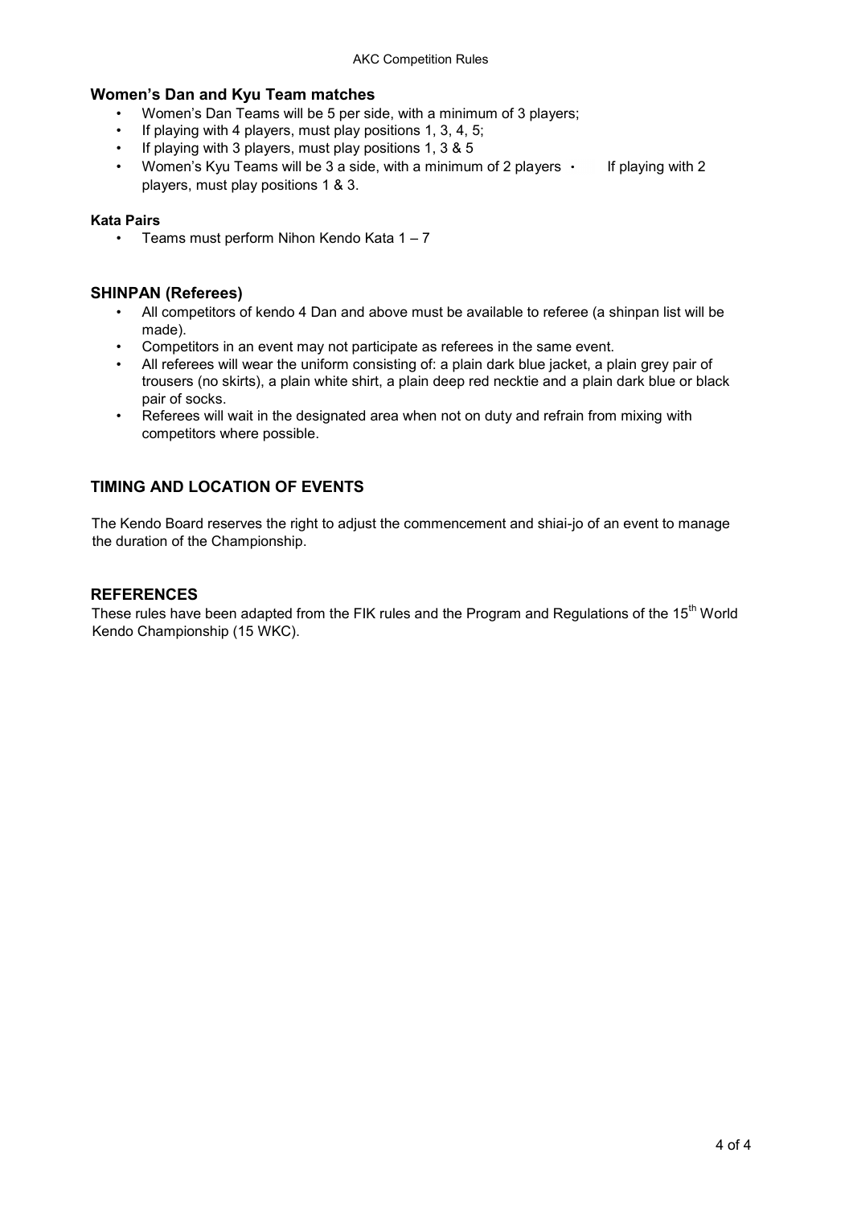### Women's Dan and Kyu Team matches

- Women's Dan Teams will be 5 per side, with a minimum of 3 players;
- If playing with 4 players, must play positions 1, 3, 4, 5;
- If playing with 3 players, must play positions 1, 3 & 5
- Women's Kyu Teams will be 3 a side, with a minimum of 2 players
- If playing with 2 players, must play positions 1 & 3.

#### Kata Pairs

- Teams must perform Nihon Kendo Kata 1 – 7

### SHINPAN (Referees)

- All competitors of kendo 4 Dan and above must be available to referee (a shinpan list will be made).
- Competitors in an event may not participate as referees in the same event.
- All referees will wear the uniform consisting of: a plain dark blue jacket, a plain grey pair of trousers (no skirts), a plain white shirt, a plain deep red necktie and a plain dark blue or black pair of socks.
- Referees will wait in the designated area when not on duty and refrain from mixing with competitors where possible.

## TIMING AND LOCATION OF EVENTS

The Kendo Board reserves the right to adjust the commencement and shiai-jo of an event to manage the duration of the Championship.

## REFERENCES

These rules have been adapted from the FIK rules and the Program and Regulations of the 15th World Kendo Championship (15 WKC).